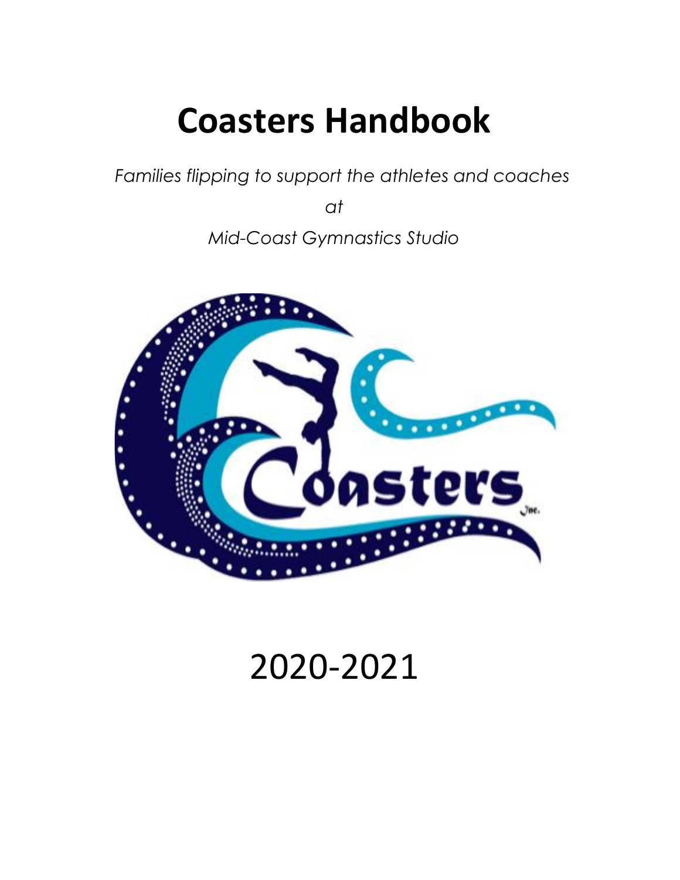# Coasters Handbook

*Families flipping to support the athletes and coaches*

*at*

*Mid-Coast Gymnastics Studio*

2020-2021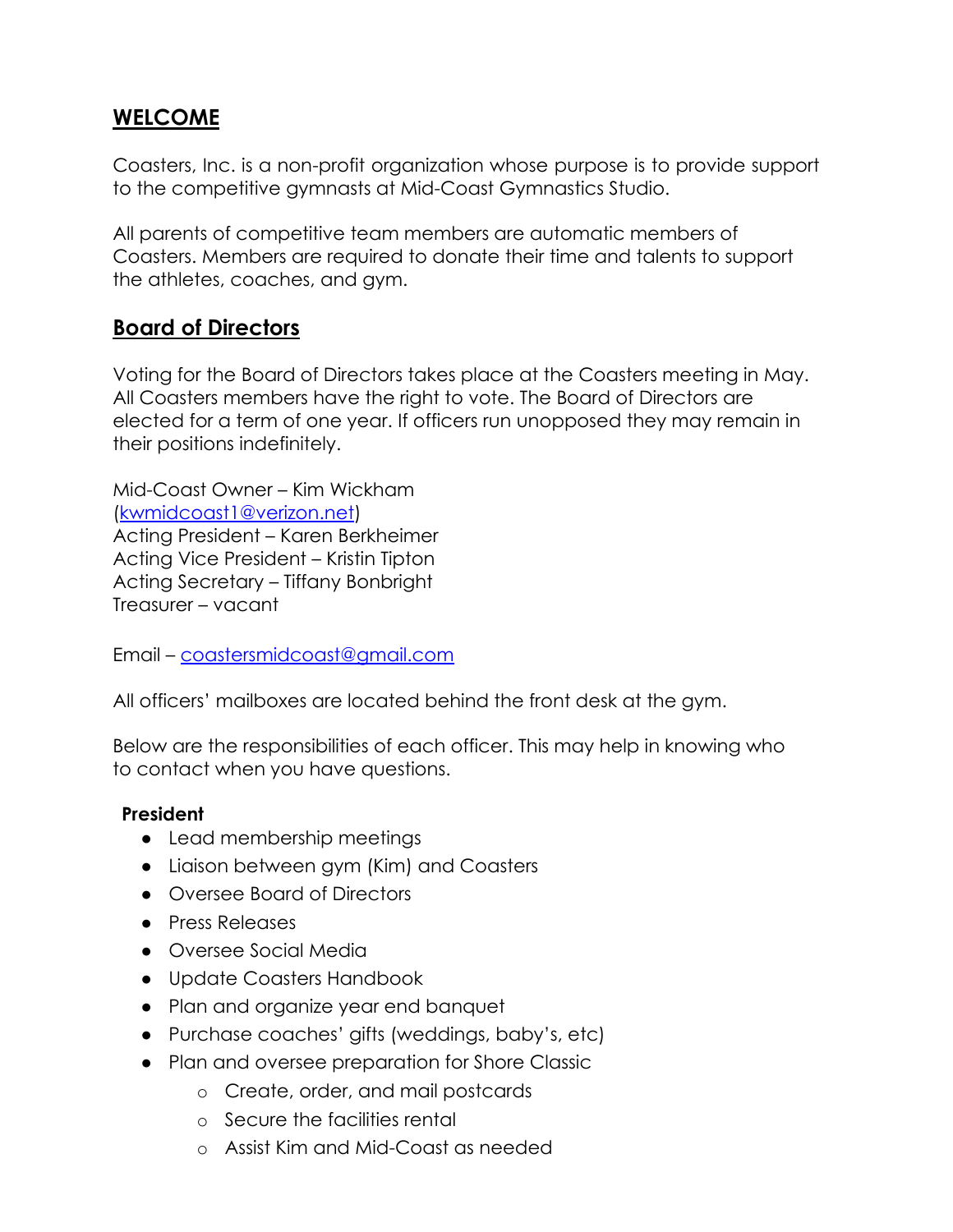## **WELCOME**

Coasters, Inc. is a non-profit organization whose purpose is to provide support to the competitive gymnasts at Mid-Coast Gymnastics Studio.

All parents of competitive team members are automatic members of Coasters. Members are required to donate their time and talents to support the athletes, coaches, and gym.

## **Board of Directors**

Voting for the Board of Directors takes place at the Coasters meeting in May. All Coasters members have the right to vote. The Board of Directors are elected for a term of one year. If officers run unopposed they may remain in their positions indefinitely.

Mid-Coast Owner – Kim Wickham
(kwmidcoast1@verizon.net)
Acting President – Karen Berkheimer
Acting Vice President – Kristin Tipton
Acting Secretary – Tiffany Bonbright
Treasurer – vacant

Email – coastersmidcoast@gmail.com

All officers' mailboxes are located behind the front desk at the gym.

Below are the responsibilities of each officer. This may help in knowing who to contact when you have questions.

**President**

- Lead membership meetings
- Liaison between gym (Kim) and Coasters
- Oversee Board of Directors
- Press Releases
- Oversee Social Media
- Update Coasters Handbook
- Plan and organize year end banquet
- Purchase coaches' gifts (weddings, baby's, etc)
- Plan and oversee preparation for Shore Classic
    - Create, order, and mail postcards
    - Secure the facilities rental
    - Assist Kim and Mid-Coast as needed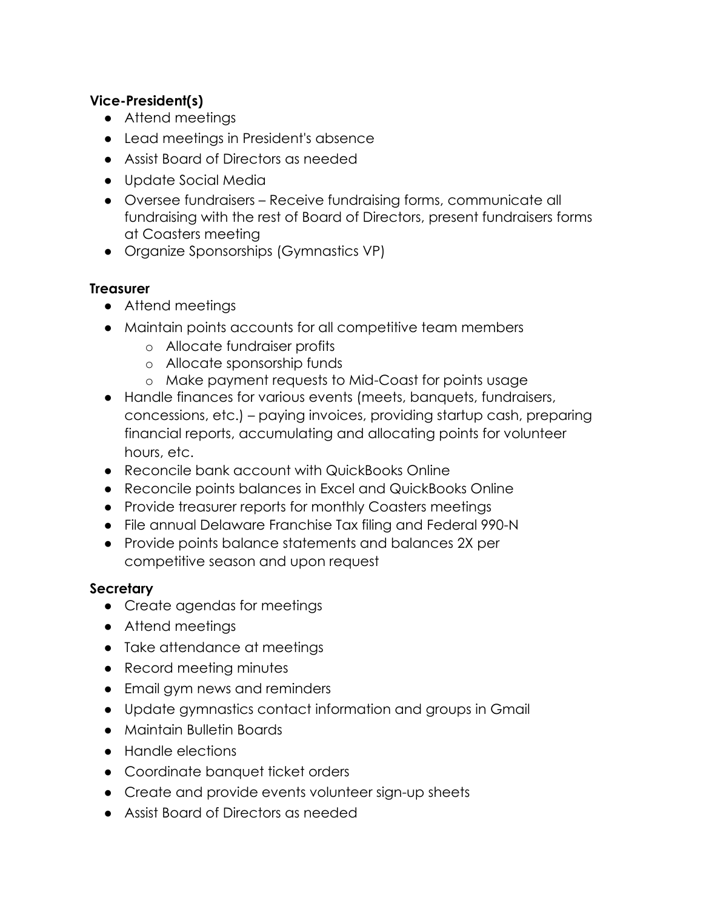**Vice-President(s)**

- Attend meetings
- Lead meetings in President's absence
- Assist Board of Directors as needed
- Update Social Media
- Oversee fundraisers – Receive fundraising forms, communicate all fundraising with the rest of Board of Directors, present fundraisers forms at Coasters meeting
- Organize Sponsorships (Gymnastics VP)

**Treasurer**

- Attend meetings
- Maintain points accounts for all competitive team members
    - Allocate fundraiser profits
    - Allocate sponsorship funds
    - Make payment requests to Mid-Coast for points usage
- Handle finances for various events (meets, banquets, fundraisers, concessions, etc.) – paying invoices, providing startup cash, preparing financial reports, accumulating and allocating points for volunteer hours, etc.
- Reconcile bank account with QuickBooks Online
- Reconcile points balances in Excel and QuickBooks Online
- Provide treasurer reports for monthly Coasters meetings
- File annual Delaware Franchise Tax filing and Federal 990-N
- Provide points balance statements and balances 2X per competitive season and upon request

**Secretary**

- Create agendas for meetings
- Attend meetings
- Take attendance at meetings
- Record meeting minutes
- Email gym news and reminders
- Update gymnastics contact information and groups in Gmail
- Maintain Bulletin Boards
- Handle elections
- Coordinate banquet ticket orders
- Create and provide events volunteer sign-up sheets
- Assist Board of Directors as needed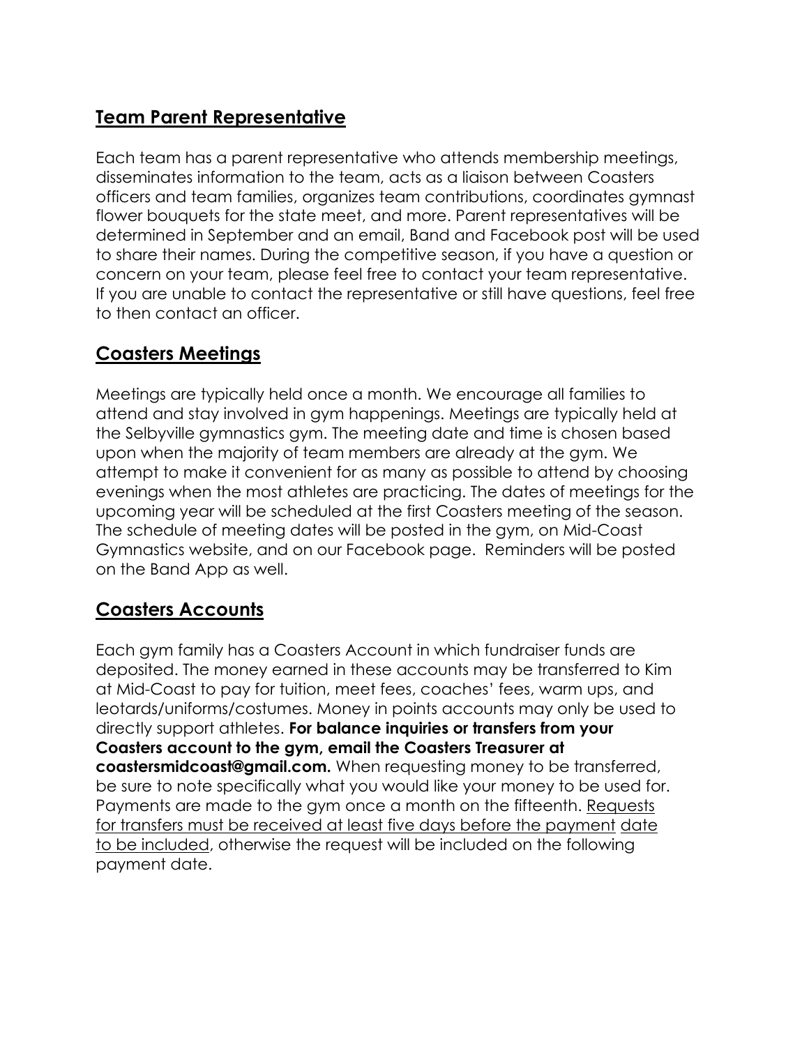## Team Parent Representative

Each team has a parent representative who attends membership meetings, disseminates information to the team, acts as a liaison between Coasters officers and team families, organizes team contributions, coordinates gymnast flower bouquets for the state meet, and more. Parent representatives will be determined in September and an email, Band and Facebook post will be used to share their names. During the competitive season, if you have a question or concern on your team, please feel free to contact your team representative. If you are unable to contact the representative or still have questions, feel free to then contact an officer.

## Coasters Meetings

Meetings are typically held once a month. We encourage all families to attend and stay involved in gym happenings. Meetings are typically held at the Selbyville gymnastics gym. The meeting date and time is chosen based upon when the majority of team members are already at the gym. We attempt to make it convenient for as many as possible to attend by choosing evenings when the most athletes are practicing. The dates of meetings for the upcoming year will be scheduled at the first Coasters meeting of the season. The schedule of meeting dates will be posted in the gym, on Mid-Coast Gymnastics website, and on our Facebook page. Reminders will be posted on the Band App as well.

## Coasters Accounts

Each gym family has a Coasters Account in which fundraiser funds are deposited. The money earned in these accounts may be transferred to Kim at Mid-Coast to pay for tuition, meet fees, coaches' fees, warm ups, and leotards/uniforms/costumes. Money in points accounts may only be used to directly support athletes. **For balance inquiries or transfers from your Coasters account to the gym, email the Coasters Treasurer at coastersmidcoast@gmail.com.** When requesting money to be transferred, be sure to note specifically what you would like your money to be used for. Payments are made to the gym once a month on the fifteenth. <u>Requests for transfers must be received at least five days before the payment date to be included</u>, otherwise the request will be included on the following payment date.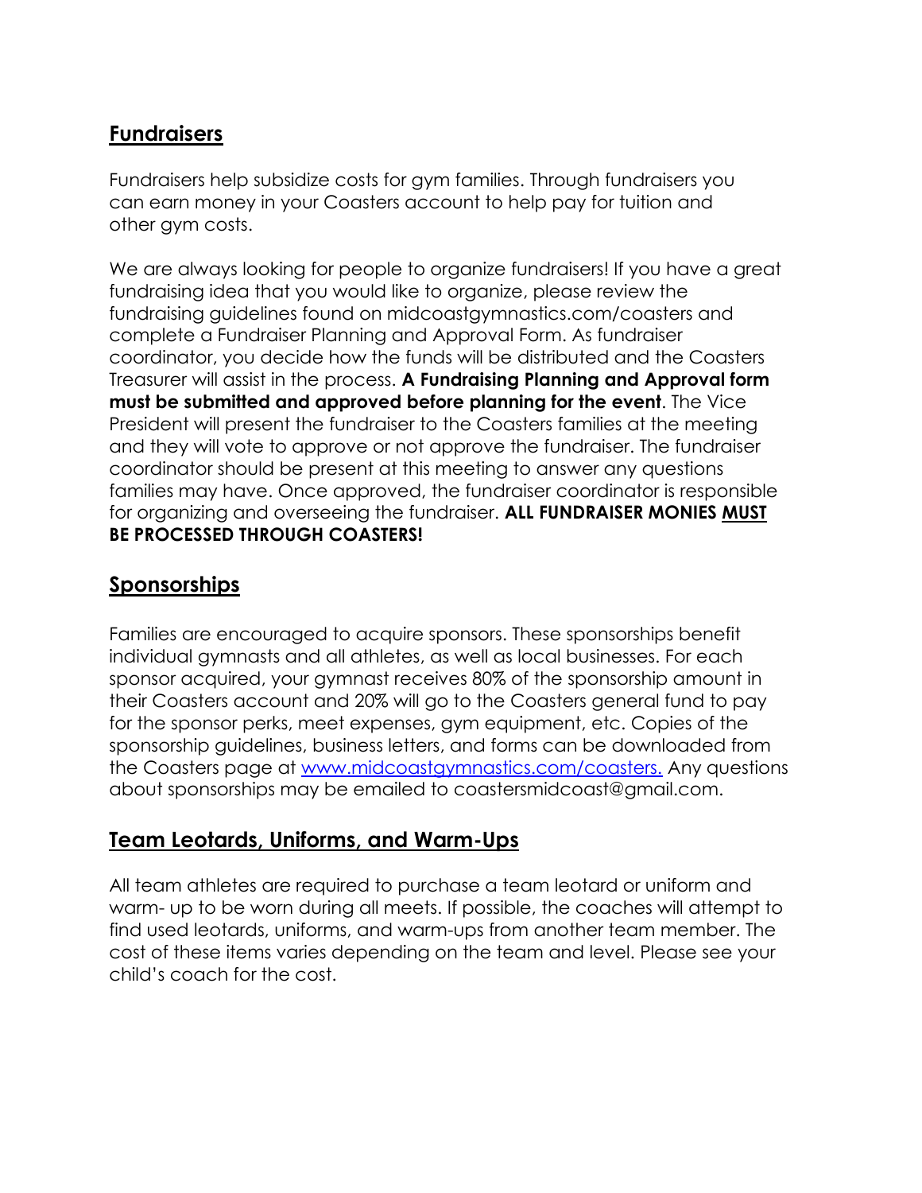## Fundraisers

Fundraisers help subsidize costs for gym families. Through fundraisers you can earn money in your Coasters account to help pay for tuition and other gym costs.

We are always looking for people to organize fundraisers! If you have a great fundraising idea that you would like to organize, please review the fundraising guidelines found on midcoastgymnastics.com/coasters and complete a Fundraiser Planning and Approval Form. As fundraiser coordinator, you decide how the funds will be distributed and the Coasters Treasurer will assist in the process. **A Fundraising Planning and Approval form must be submitted and approved before planning for the event**. The Vice President will present the fundraiser to the Coasters families at the meeting and they will vote to approve or not approve the fundraiser. The fundraiser coordinator should be present at this meeting to answer any questions families may have. Once approved, the fundraiser coordinator is responsible for organizing and overseeing the fundraiser. **ALL FUNDRAISER MONIES MUST BE PROCESSED THROUGH COASTERS!**

## Sponsorships

Families are encouraged to acquire sponsors. These sponsorships benefit individual gymnasts and all athletes, as well as local businesses. For each sponsor acquired, your gymnast receives 80% of the sponsorship amount in their Coasters account and 20% will go to the Coasters general fund to pay for the sponsor perks, meet expenses, gym equipment, etc. Copies of the sponsorship guidelines, business letters, and forms can be downloaded from the Coasters page at [www.midcoastgymnastics.com/coasters.](http://www.midcoastgymnastics.com/coasters) Any questions about sponsorships may be emailed to coastersmidcoast@gmail.com.

## Team Leotards, Uniforms, and Warm-Ups

All team athletes are required to purchase a team leotard or uniform and warm- up to be worn during all meets. If possible, the coaches will attempt to find used leotards, uniforms, and warm-ups from another team member. The cost of these items varies depending on the team and level. Please see your child's coach for the cost.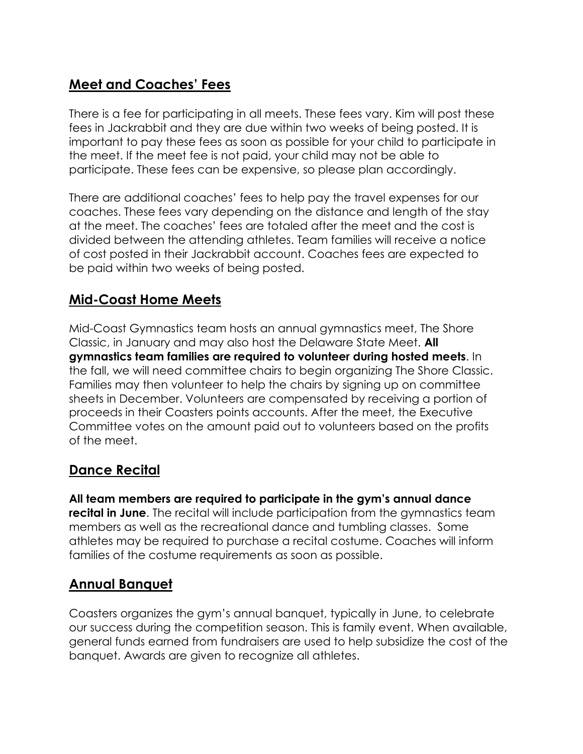## **Meet and Coaches' Fees**

There is a fee for participating in all meets. These fees vary. Kim will post these fees in Jackrabbit and they are due within two weeks of being posted. It is important to pay these fees as soon as possible for your child to participate in the meet. If the meet fee is not paid, your child may not be able to participate. These fees can be expensive, so please plan accordingly.

There are additional coaches' fees to help pay the travel expenses for our coaches. These fees vary depending on the distance and length of the stay at the meet. The coaches' fees are totaled after the meet and the cost is divided between the attending athletes. Team families will receive a notice of cost posted in their Jackrabbit account. Coaches fees are expected to be paid within two weeks of being posted.

## **Mid-Coast Home Meets**

Mid-Coast Gymnastics team hosts an annual gymnastics meet, The Shore Classic, in January and may also host the Delaware State Meet. **All gymnastics team families are required to volunteer during hosted meets**. In the fall, we will need committee chairs to begin organizing The Shore Classic. Families may then volunteer to help the chairs by signing up on committee sheets in December. Volunteers are compensated by receiving a portion of proceeds in their Coasters points accounts. After the meet, the Executive Committee votes on the amount paid out to volunteers based on the profits of the meet.

## **Dance Recital**

**All team members are required to participate in the gym's annual dance recital in June**. The recital will include participation from the gymnastics team members as well as the recreational dance and tumbling classes. Some athletes may be required to purchase a recital costume. Coaches will inform families of the costume requirements as soon as possible.

## **Annual Banquet**

Coasters organizes the gym's annual banquet, typically in June, to celebrate our success during the competition season. This is family event. When available, general funds earned from fundraisers are used to help subsidize the cost of the banquet. Awards are given to recognize all athletes.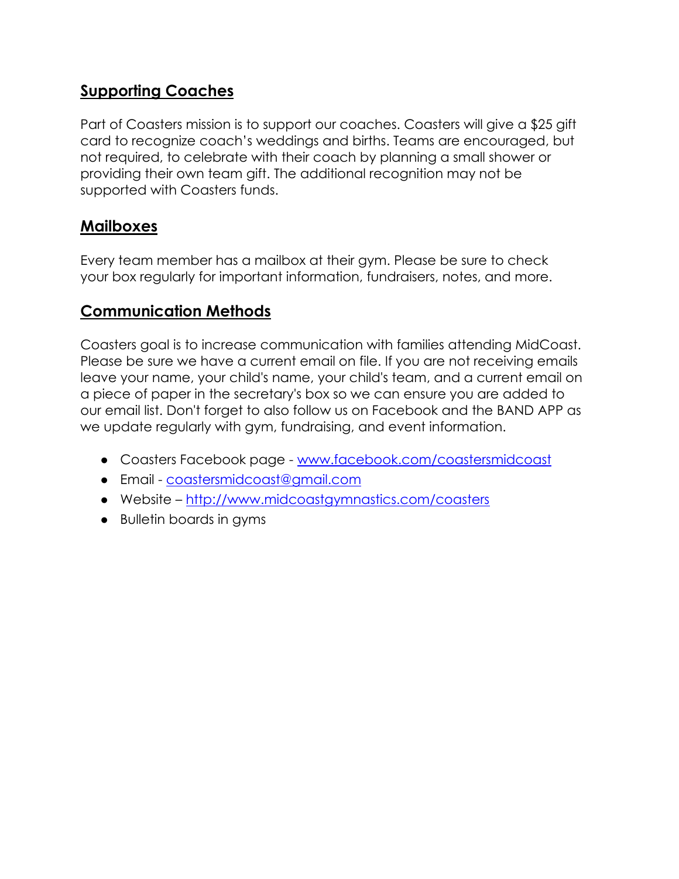## Supporting Coaches

Part of Coasters mission is to support our coaches. Coasters will give a $25 gift card to recognize coach's weddings and births. Teams are encouraged, but not required, to celebrate with their coach by planning a small shower or providing their own team gift. The additional recognition may not be supported with Coasters funds.

## Mailboxes

Every team member has a mailbox at their gym. Please be sure to check your box regularly for important information, fundraisers, notes, and more.

## Communication Methods

Coasters goal is to increase communication with families attending MidCoast. Please be sure we have a current email on file. If you are not receiving emails leave your name, your child's name, your child's team, and a current email on a piece of paper in the secretary's box so we can ensure you are added to our email list. Don't forget to also follow us on Facebook and the BAND APP as we update regularly with gym, fundraising, and event information.

- Coasters Facebook page - [www.facebook.com/coastersmidcoast](http://www.facebook.com/coastersmidcoast)
- Email - [coastersmidcoast@gmail.com](mailto:coastersmidcoast@gmail.com)
- Website – [http://www.midcoastgymnastics.com/coasters](http://www.midcoastgymnastics.com/coasters)
- Bulletin boards in gyms